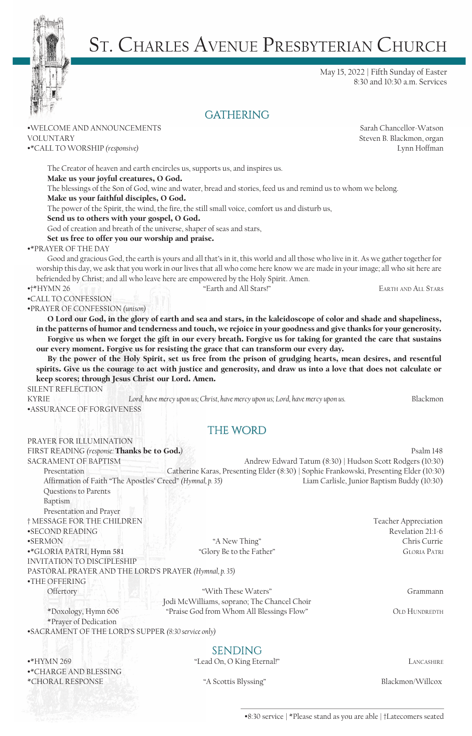# St. Charles Avenue Presbyterian Church

May 15, 2022 | Fifth Sunday of Easter
8:30 and 10:30 a.m. Services

## GATHERING

•WELCOME AND ANNOUNCEMENTS — Sarah Chancellor-Watson

VOLUNTARY — Steven B. Blackmon, organ

•*CALL TO WORSHIP *(responsive)* — Lynn Hoffman

The Creator of heaven and earth encircles us, supports us, and inspires us.
**Make us your joyful creatures, O God.**
The blessings of the Son of God, wine and water, bread and stories, feed us and remind us to whom we belong.
**Make us your faithful disciples, O God.**
The power of the Spirit, the wind, the fire, the still small voice, comfort us and disturb us,
**Send us to others with your gospel, O God.**
God of creation and breath of the universe, shaper of seas and stars,
**Set us free to offer you our worship and praise.**

•*PRAYER OF THE DAY

Good and gracious God, the earth is yours and all that's in it, this world and all those who live in it. As we gather together for worship this day, we ask that you work in our lives that all who come here know we are made in your image; all who sit here are befriended by Christ; and all who leave here are empowered by the Holy Spirit. Amen.

•†*HYMN 26 — "Earth and All Stars!" — Earth and All Stars

•CALL TO CONFESSION

•PRAYER OF CONFESSION *(unison)*

**O Lord our God, in the glory of earth and sea and stars, in the kaleidoscope of color and shade and shapeliness, in the patterns of humor and tenderness and touch, we rejoice in your goodness and give thanks for your generosity.**

**Forgive us when we forget the gift in our every breath. Forgive us for taking for granted the care that sustains our every moment. Forgive us for resisting the grace that can transform our every day.**

**By the power of the Holy Spirit, set us free from the prison of grudging hearts, mean desires, and resentful spirits. Give us the courage to act with justice and generosity, and draw us into a love that does not calculate or keep scores; through Jesus Christ our Lord. Amen.**

SILENT REFLECTION

KYRIE — *Lord, have mercy upon us; Christ, have mercy upon us; Lord, have mercy upon us.* — Blackmon

•ASSURANCE OF FORGIVENESS

## THE WORD

PRAYER FOR ILLUMINATION

FIRST READING *(response:* **Thanks be to God.***)* — Psalm 148

SACRAMENT OF BAPTISM — Andrew Edward Tatum (8:30) | Hudson Scott Rodgers (10:30)

- Presentation — Catherine Karas, Presenting Elder (8:30) | Sophie Frankowski, Presenting Elder (10:30)
- Affirmation of Faith "The Apostles' Creed" *(Hymnal, p. 35)* — Liam Carlisle, Junior Baptism Buddy (10:30)
- Questions to Parents
- Baptism
- Presentation and Prayer

† MESSAGE FOR THE CHILDREN — Teacher Appreciation

•SECOND READING — Revelation 21:1-6

•SERMON — "A New Thing" — Chris Currie

•*GLORIA PATRI, Hymn 581 — "Glory Be to the Father" — Gloria Patri

INVITATION TO DISCIPLESHIP

PASTORAL PRAYER AND THE LORD'S PRAYER *(Hymnal, p. 35)*

•THE OFFERING

- Offertory — "With These Waters" — Grammann
  Jodi McWilliams, soprano; The Chancel Choir
- *Doxology, Hymn 606 — "Praise God from Whom All Blessings Flow" — Old Hundredth
- *Prayer of Dedication

•SACRAMENT OF THE LORD'S SUPPER *(8:30 service only)*

## SENDING

•*HYMN 269 — "Lead On, O King Eternal!" — Lancashire

•*CHARGE AND BLESSING

*CHORAL RESPONSE — "A Scottis Blyssing" — Blackmon/Willcox

•8:30 service | *Please stand as you are able | †Latecomers seated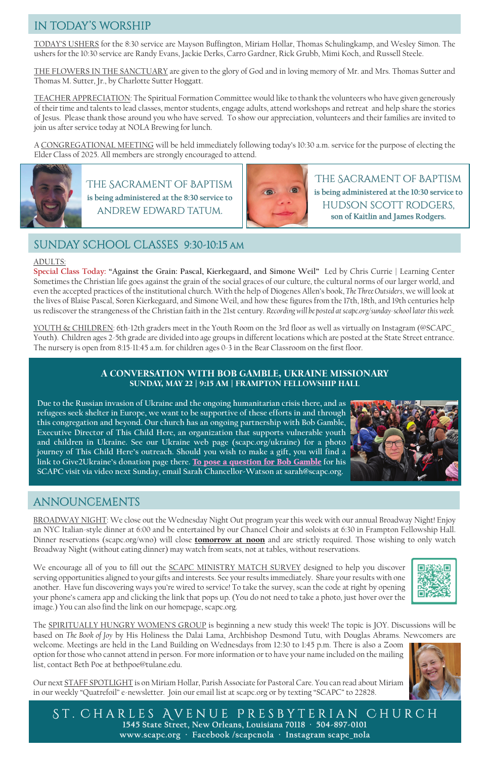## IN TODAY'S WORSHIP

TODAY'S USHERS for the 8:30 service are Mayson Buffington, Miriam Hollar, Thomas Schulingkamp, and Wesley Simon. The ushers for the 10:30 service are Randy Evans, Jackie Derks, Carro Gardner, Rick Grubb, Mimi Koch, and Russell Steele.

THE FLOWERS IN THE SANCTUARY are given to the glory of God and in loving memory of Mr. and Mrs. Thomas Sutter and Thomas M. Sutter, Jr., by Charlotte Sutter Hoggatt.

TEACHER APPRECIATION: The Spiritual Formation Committee would like to thank the volunteers who have given generously of their time and talents to lead classes, mentor students, engage adults, attend workshops and retreat and help share the stories of Jesus. Please thank those around you who have served. To show our appreciation, volunteers and their families are invited to join us after service today at NOLA Brewing for lunch.

A CONGREGATIONAL MEETING will be held immediately following today's 10:30 a.m. service for the purpose of electing the Elder Class of 2025. All members are strongly encouraged to attend.

THE SACRAMENT OF BAPTISM is being administered at the 8:30 service to ANDREW EDWARD TATUM.

THE SACRAMENT OF BAPTISM is being administered at the 10:30 service to HUDSON SCOTT RODGERS, son of Kaitlin and James Rodgers.

## SUNDAY SCHOOL CLASSES 9:30-10:15 AM

ADULTS:
Special Class Today: **"Against the Grain: Pascal, Kierkegaard, and Simone Weil"** Led by Chris Currie | Learning Center
Sometimes the Christian life goes against the grain of the social graces of our culture, the cultural norms of our larger world, and even the accepted practices of the institutional church. With the help of Diogenes Allen's book, *The Three Outsiders*, we will look at the lives of Blaise Pascal, Soren Kierkegaard, and Simone Weil, and how these figures from the 17th, 18th, and 19th centuries help us rediscover the strangeness of the Christian faith in the 21st century. *Recording will be posted at scapc.org/sunday-school later this week.*

YOUTH & CHILDREN: 6th-12th graders meet in the Youth Room on the 3rd floor as well as virtually on Instagram (@SCAPC_Youth). Children ages 2-5th grade are divided into age groups in different locations which are posted at the State Street entrance. The nursery is open from 8:15-11:45 a.m. for children ages 0-3 in the Bear Classroom on the first floor.

### A CONVERSATION WITH BOB GAMBLE, UKRAINE MISSIONARY
**SUNDAY, MAY 22 | 9:15 AM | FRAMPTON FELLOWSHIP HALL**

Due to the Russian invasion of Ukraine and the ongoing humanitarian crisis there, and as refugees seek shelter in Europe, we want to be supportive of these efforts in and through this congregation and beyond. Our church has an ongoing partnership with Bob Gamble, Executive Director of This Child Here, an organization that supports vulnerable youth and children in Ukraine. See our Ukraine web page (scapc.org/ukraine) for a photo journey of This Child Here's outreach. Should you wish to make a gift, you will find a link to Give2Ukraine's donation page there. **To pose a question for Bob Gamble** for his SCAPC visit via video next Sunday, email Sarah Chancellor-Watson at sarah@scapc.org.

## ANNOUNCEMENTS

BROADWAY NIGHT: We close out the Wednesday Night Out program year this week with our annual Broadway Night! Enjoy an NYC Italian-style dinner at 6:00 and be entertained by our Chancel Choir and soloists at 6:30 in Frampton Fellowship Hall. Dinner reservations (scapc.org/wno) will close **tomorrow at noon** and are strictly required. Those wishing to only watch Broadway Night (without eating dinner) may watch from seats, not at tables, without reservations.

We encourage all of you to fill out the SCAPC MINISTRY MATCH SURVEY designed to help you discover serving opportunities aligned to your gifts and interests. See your results immediately. Share your results with one another. Have fun discovering ways you're wired to service! To take the survey, scan the code at right by opening your phone's camera app and clicking the link that pops up. (You do not need to take a photo, just hover over the image.) You can also find the link on our homepage, scapc.org.

The SPIRITUALLY HUNGRY WOMEN'S GROUP is beginning a new study this week! The topic is JOY. Discussions will be based on *The Book of Joy* by His Holiness the Dalai Lama, Archbishop Desmond Tutu, with Douglas Abrams. Newcomers are welcome. Meetings are held in the Land Building on Wednesdays from 12:30 to 1:45 p.m. There is also a Zoom option for those who cannot attend in person. For more information or to have your name included on the mailing list, contact Beth Poe at bethpoe@tulane.edu.

Our next STAFF SPOTLIGHT is on Miriam Hollar, Parish Associate for Pastoral Care. You can read about Miriam in our weekly "Quatrefoil" e-newsletter. Join our email list at scapc.org or by texting "SCAPC" to 22828.

**ST. CHARLES AVENUE PRESBYTERIAN CHURCH**
**1545 State Street, New Orleans, Louisiana 70118 · 504-897-0101**
**www.scapc.org · Facebook /scapcnola · Instagram scapc_nola**